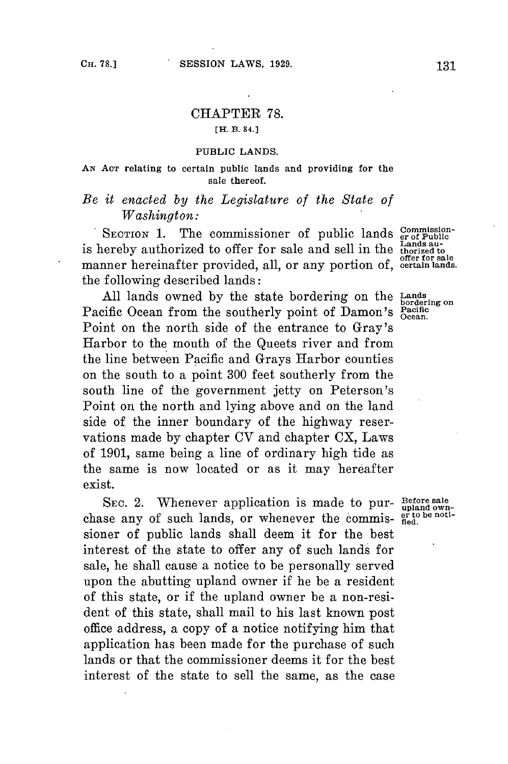# CHAPTER 78.

[H. B. 84.]

## PUBLIC LANDS.

AN ACT relating to certain public lands and providing for the sale thereof.

*Be it enacted by the Legislature of the State of Washington:*

SECTION 1. The commissioner of public lands is hereby authorized to offer for sale and sell in the manner hereinafter provided, all, or any portion of, the following described lands:

**Commissioner of Public Lands authorized to offer for sale certain lands.**

All lands owned by the state bordering on the Pacific Ocean from the southerly point of Damon's Point on the north side of the entrance to Gray's Harbor to the mouth of the Queets river and from the line between Pacific and Grays Harbor counties on the south to a point 300 feet southerly from the south line of the government jetty on Peterson's Point on the north and lying above and on the land side of the inner boundary of the highway reservations made by chapter CV and chapter CX, Laws of 1901, same being a line of ordinary high tide as the same is now located or as it may hereafter exist.

**Lands bordering on Pacific Ocean.**

SEC. 2. Whenever application is made to purchase any of such lands, or whenever the commissioner of public lands shall deem it for the best interest of the state to offer any of such lands for sale, he shall cause a notice to be personally served upon the abutting upland owner if he be a resident of this state, or if the upland owner be a non-resident of this state, shall mail to his last known post office address, a copy of a notice notifying him that application has been made for the purchase of such lands or that the commissioner deems it for the best interest of the state to sell the same, as the case

**Before sale upland owner to be notified.**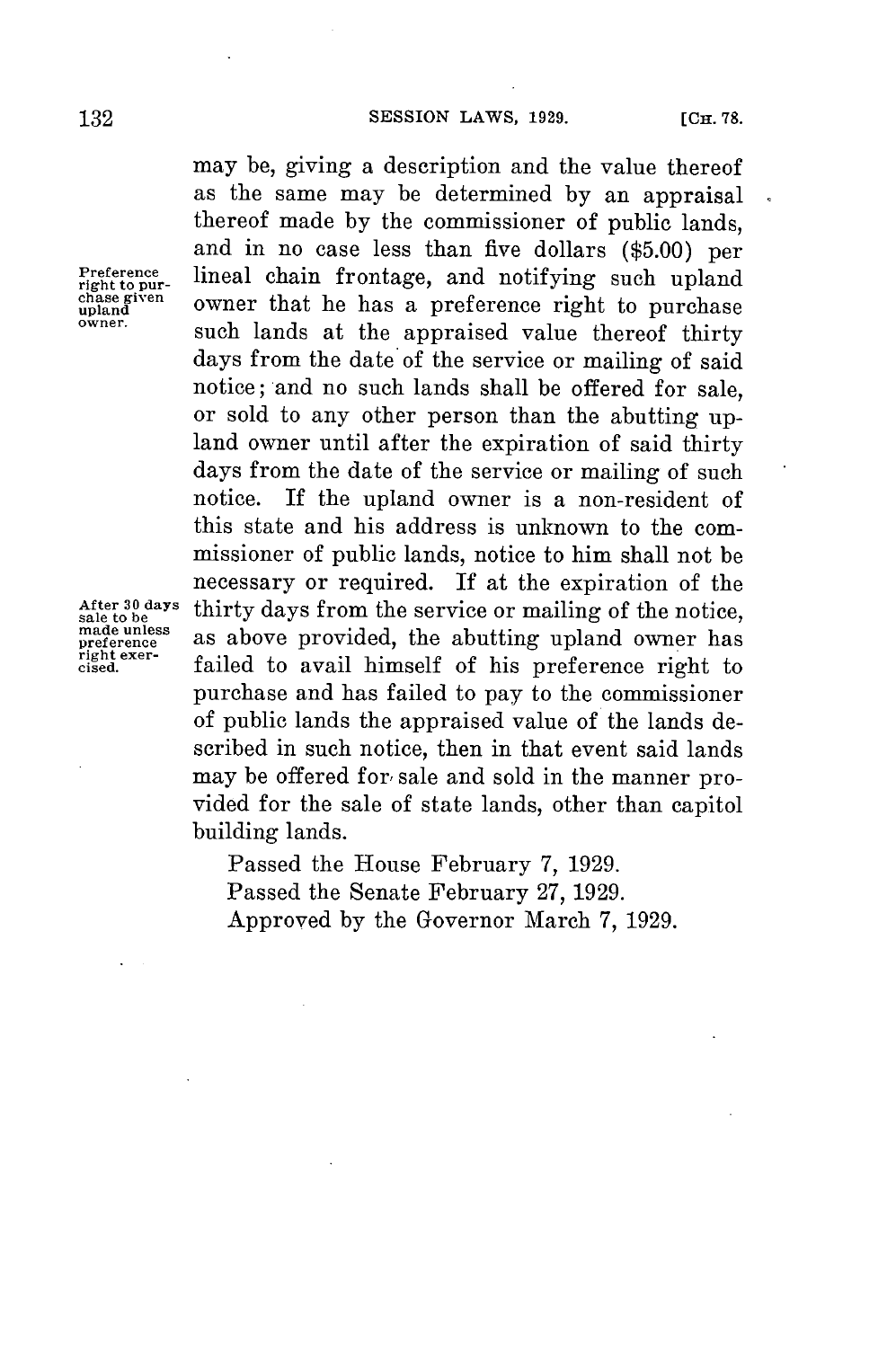may be, giving a description and the value thereof as the same may be determined by an appraisal thereof made by the commissioner of public lands, and in no case less than five dollars ($5.00) per lineal chain frontage, and notifying such upland owner that he has a preference right to purchase such lands at the appraised value thereof thirty days from the date of the service or mailing of said notice; and no such lands shall be offered for sale, or sold to any other person than the abutting upland owner until after the expiration of said thirty days from the date of the service or mailing of such notice. If the upland owner is a non-resident of this state and his address is unknown to the commissioner of public lands, notice to him shall not be necessary or required. If at the expiration of the thirty days from the service or mailing of the notice, as above provided, the abutting upland owner has failed to avail himself of his preference right to purchase and has failed to pay to the commissioner of public lands the appraised value of the lands described in such notice, then in that event said lands may be offered for sale and sold in the manner provided for the sale of state lands, other than capitol building lands.

Preference right to purchase given upland owner.

After 30 days sale to be made unless preference right exercised.

Passed the House February 7, 1929.
Passed the Senate February 27, 1929.
Approved by the Governor March 7, 1929.